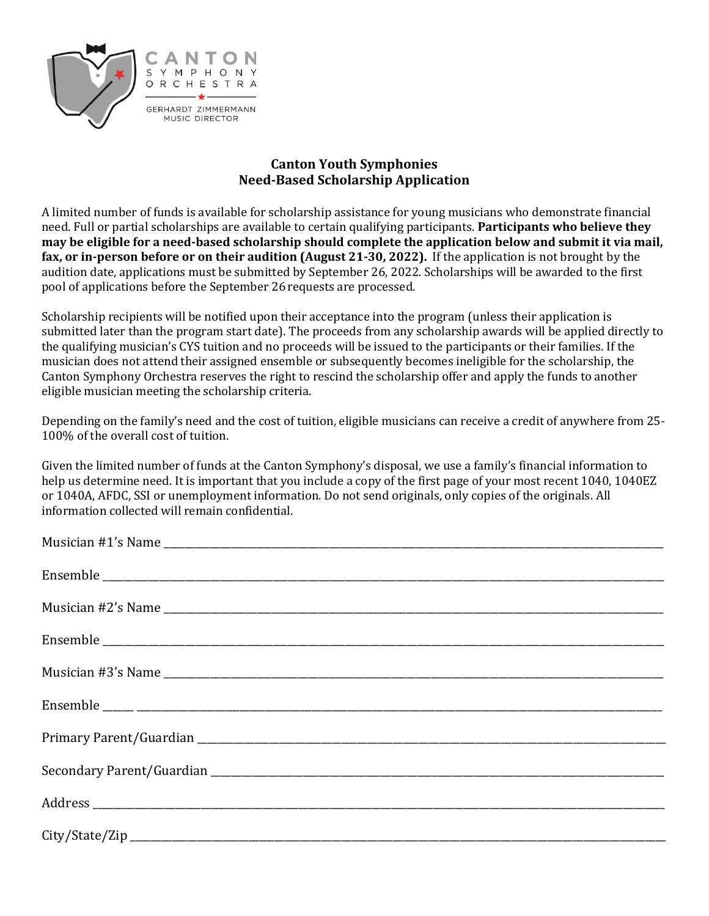CANTON SYMPHONY ORCHESTRA

GERHARDT ZIMMERMANN MUSIC DIRECTOR

**Canton Youth Symphonies**
**Need-Based Scholarship Application**

A limited number of funds is available for scholarship assistance for young musicians who demonstrate financial need. Full or partial scholarships are available to certain qualifying participants. **Participants who believe they may be eligible for a need-based scholarship should complete the application below and submit it via mail, fax, or in-person before or on their audition (August 21-30, 2022).** If the application is not brought by the audition date, applications must be submitted by September 26, 2022. Scholarships will be awarded to the first pool of applications before the September 26 requests are processed.

Scholarship recipients will be notified upon their acceptance into the program (unless their application is submitted later than the program start date). The proceeds from any scholarship awards will be applied directly to the qualifying musician's CYS tuition and no proceeds will be issued to the participants or their families. If the musician does not attend their assigned ensemble or subsequently becomes ineligible for the scholarship, the Canton Symphony Orchestra reserves the right to rescind the scholarship offer and apply the funds to another eligible musician meeting the scholarship criteria.

Depending on the family's need and the cost of tuition, eligible musicians can receive a credit of anywhere from 25-100% of the overall cost of tuition.

Given the limited number of funds at the Canton Symphony's disposal, we use a family's financial information to help us determine need. It is important that you include a copy of the first page of your most recent 1040, 1040EZ or 1040A, AFDC, SSI or unemployment information. Do not send originals, only copies of the originals. All information collected will remain confidential.

Musician #1's Name ______________________________________________

Ensemble ______________________________________________

Musician #2's Name ______________________________________________

Ensemble ______________________________________________

Musician #3's Name ______________________________________________

Ensemble ______________________________________________

Primary Parent/Guardian ______________________________________________

Secondary Parent/Guardian ______________________________________________

Address ______________________________________________

City/State/Zip ______________________________________________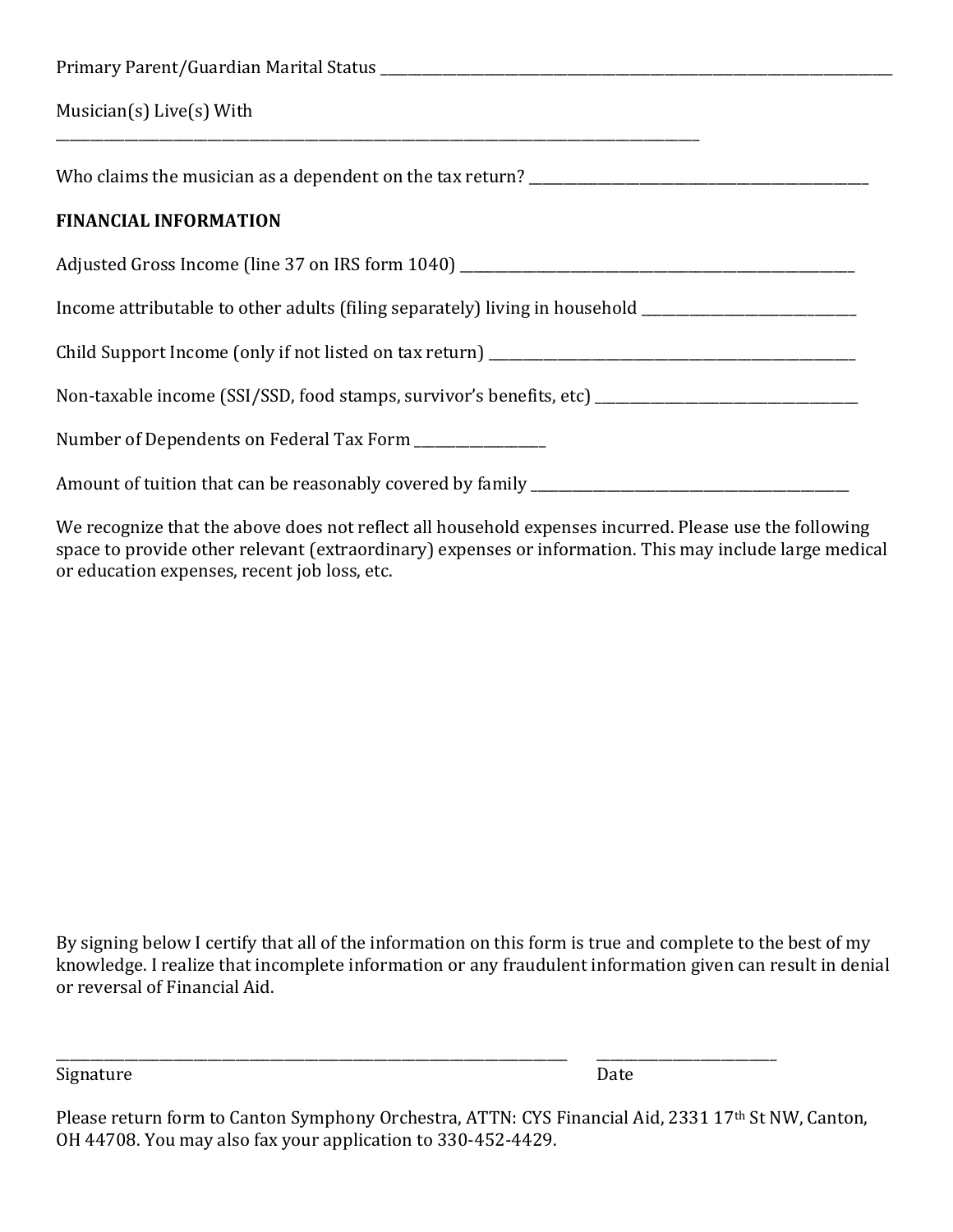Primary Parent/Guardian Marital Status ____________________________________________________________________________

Musician(s) Live(s) With

____________________________________________________________________________________________

Who claims the musician as a dependent on the tax return? ____________________________________________________

**FINANCIAL INFORMATION**

Adjusted Gross Income (line 37 on IRS form 1040) ____________________________________________________________

Income attributable to other adults (filing separately) living in household ________________________________

Child Support Income (only if not listed on tax return) ______________________________________________________

Non-taxable income (SSI/SSD, food stamps, survivor's benefits, etc) _________________________________________

Number of Dependents on Federal Tax Form ___________________

Amount of tuition that can be reasonably covered by family _______________________________________________

We recognize that the above does not reflect all household expenses incurred. Please use the following space to provide other relevant (extraordinary) expenses or information. This may include large medical or education expenses, recent job loss, etc.

By signing below I certify that all of the information on this form is true and complete to the best of my knowledge. I realize that incomplete information or any fraudulent information given can result in denial or reversal of Financial Aid.

_____________________________________________________________________________ ___________________________

Signature Date

Please return form to Canton Symphony Orchestra, ATTN: CYS Financial Aid, 2331 17th St NW, Canton, OH 44708. You may also fax your application to 330-452-4429.